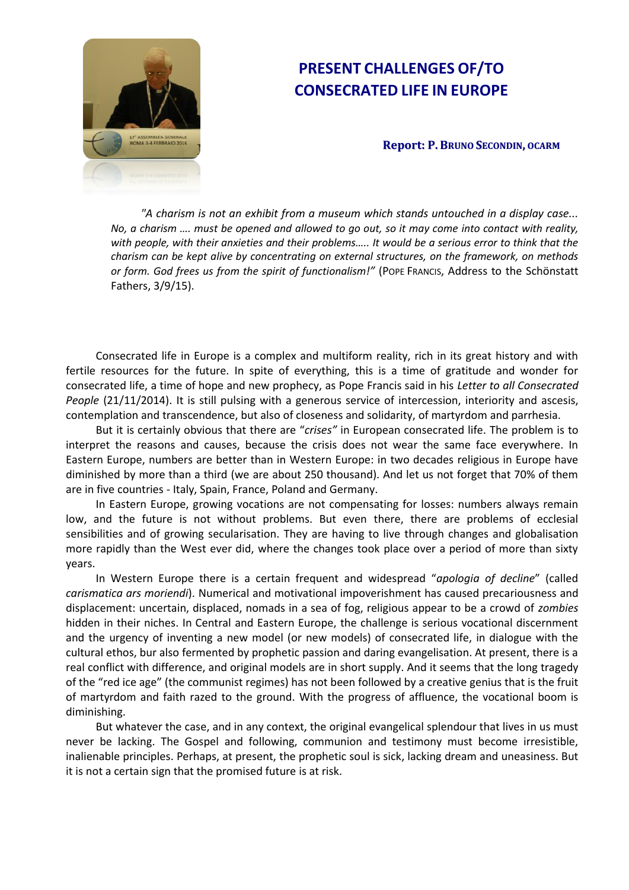# PRESENT CHALLENGES OF/TO CONSECRATED LIFE IN EUROPE

**Report: P. Bruno Secondin, OCARM**

*"A charism is not an exhibit from a museum which stands untouched in a display case... No, a charism …. must be opened and allowed to go out, so it may come into contact with reality, with people, with their anxieties and their problems….. It would be a serious error to think that the charism can be kept alive by concentrating on external structures, on the framework, on methods or form. God frees us from the spirit of functionalism!"* (Pope Francis, Address to the Schönstatt Fathers, 3/9/15).

Consecrated life in Europe is a complex and multiform reality, rich in its great history and with fertile resources for the future. In spite of everything, this is a time of gratitude and wonder for consecrated life, a time of hope and new prophecy, as Pope Francis said in his *Letter to all Consecrated People* (21/11/2014). It is still pulsing with a generous service of intercession, interiority and ascesis, contemplation and transcendence, but also of closeness and solidarity, of martyrdom and parrhesia.

But it is certainly obvious that there are "*crises"* in European consecrated life. The problem is to interpret the reasons and causes, because the crisis does not wear the same face everywhere. In Eastern Europe, numbers are better than in Western Europe: in two decades religious in Europe have diminished by more than a third (we are about 250 thousand). And let us not forget that 70% of them are in five countries - Italy, Spain, France, Poland and Germany.

In Eastern Europe, growing vocations are not compensating for losses: numbers always remain low, and the future is not without problems. But even there, there are problems of ecclesial sensibilities and of growing secularisation. They are having to live through changes and globalisation more rapidly than the West ever did, where the changes took place over a period of more than sixty years.

In Western Europe there is a certain frequent and widespread "*apologia of decline*" (called *carismatica ars moriendi*). Numerical and motivational impoverishment has caused precariousness and displacement: uncertain, displaced, nomads in a sea of fog, religious appear to be a crowd of *zombies* hidden in their niches. In Central and Eastern Europe, the challenge is serious vocational discernment and the urgency of inventing a new model (or new models) of consecrated life, in dialogue with the cultural ethos, bur also fermented by prophetic passion and daring evangelisation. At present, there is a real conflict with difference, and original models are in short supply. And it seems that the long tragedy of the "red ice age" (the communist regimes) has not been followed by a creative genius that is the fruit of martyrdom and faith razed to the ground. With the progress of affluence, the vocational boom is diminishing.

But whatever the case, and in any context, the original evangelical splendour that lives in us must never be lacking. The Gospel and following, communion and testimony must become irresistible, inalienable principles. Perhaps, at present, the prophetic soul is sick, lacking dream and uneasiness. But it is not a certain sign that the promised future is at risk.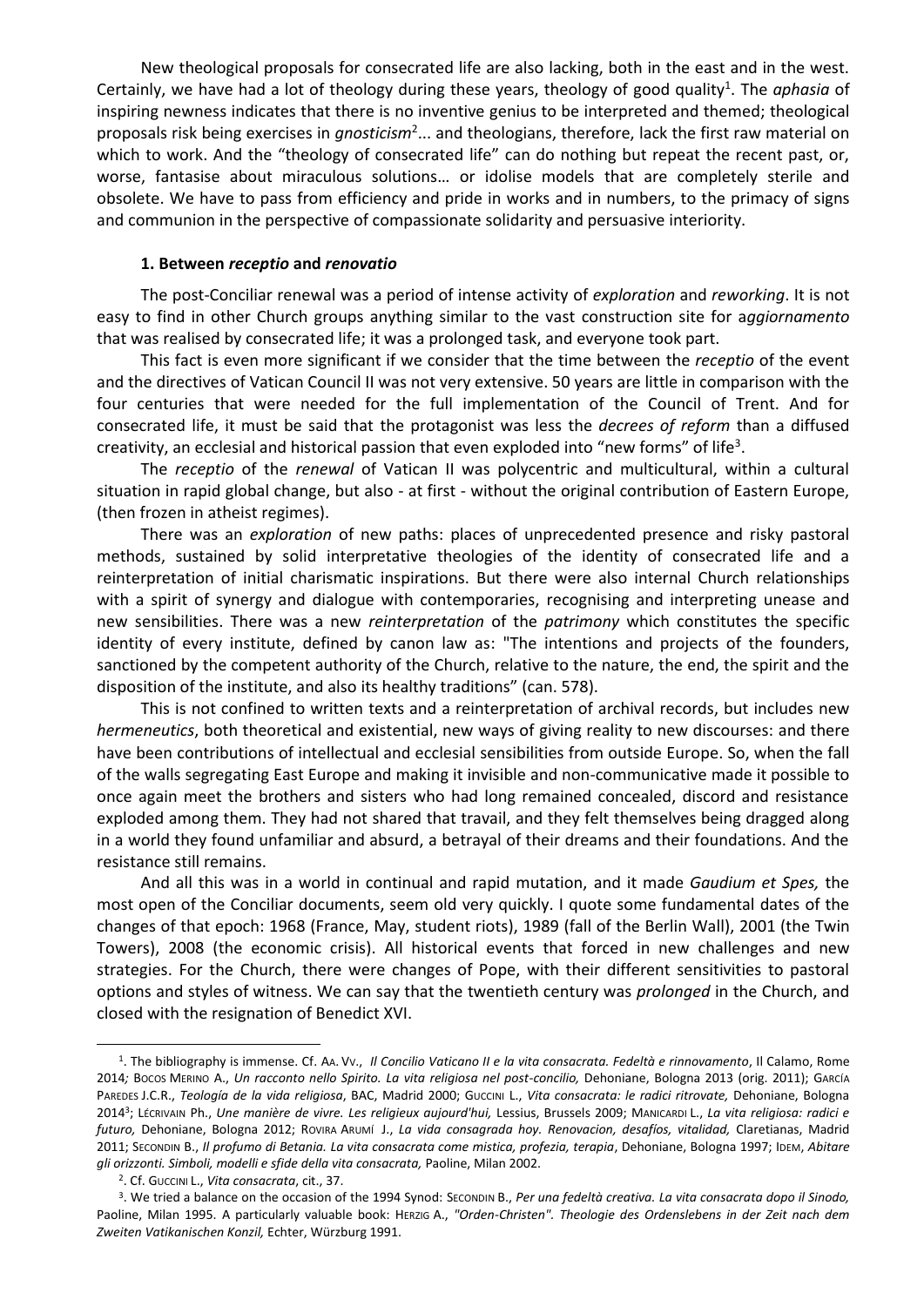New theological proposals for consecrated life are also lacking, both in the east and in the west. Certainly, we have had a lot of theology during these years, theology of good quality[1]. The *aphasia* of inspiring newness indicates that there is no inventive genius to be interpreted and themed; theological proposals risk being exercises in *gnosticism*[2]... and theologians, therefore, lack the first raw material on which to work. And the "theology of consecrated life" can do nothing but repeat the recent past, or, worse, fantasise about miraculous solutions… or idolise models that are completely sterile and obsolete. We have to pass from efficiency and pride in works and in numbers, to the primacy of signs and communion in the perspective of compassionate solidarity and persuasive interiority.

#### 1. Between *receptio* and *renovatio*

The post-Conciliar renewal was a period of intense activity of *exploration* and *reworking*. It is not easy to find in other Church groups anything similar to the vast construction site for a*ggiornamento* that was realised by consecrated life; it was a prolonged task, and everyone took part.

This fact is even more significant if we consider that the time between the *receptio* of the event and the directives of Vatican Council II was not very extensive. 50 years are little in comparison with the four centuries that were needed for the full implementation of the Council of Trent. And for consecrated life, it must be said that the protagonist was less the *decrees of reform* than a diffused creativity, an ecclesial and historical passion that even exploded into "new forms" of life[3].

The *receptio* of the *renewal* of Vatican II was polycentric and multicultural, within a cultural situation in rapid global change, but also - at first - without the original contribution of Eastern Europe, (then frozen in atheist regimes).

There was an *exploration* of new paths: places of unprecedented presence and risky pastoral methods, sustained by solid interpretative theologies of the identity of consecrated life and a reinterpretation of initial charismatic inspirations. But there were also internal Church relationships with a spirit of synergy and dialogue with contemporaries, recognising and interpreting unease and new sensibilities. There was a new *reinterpretation* of the *patrimony* which constitutes the specific identity of every institute, defined by canon law as: "The intentions and projects of the founders, sanctioned by the competent authority of the Church, relative to the nature, the end, the spirit and the disposition of the institute, and also its healthy traditions" (can. 578).

This is not confined to written texts and a reinterpretation of archival records, but includes new *hermeneutics*, both theoretical and existential, new ways of giving reality to new discourses: and there have been contributions of intellectual and ecclesial sensibilities from outside Europe. So, when the fall of the walls segregating East Europe and making it invisible and non-communicative made it possible to once again meet the brothers and sisters who had long remained concealed, discord and resistance exploded among them. They had not shared that travail, and they felt themselves being dragged along in a world they found unfamiliar and absurd, a betrayal of their dreams and their foundations. And the resistance still remains.

And all this was in a world in continual and rapid mutation, and it made *Gaudium et Spes,* the most open of the Conciliar documents, seem old very quickly. I quote some fundamental dates of the changes of that epoch: 1968 (France, May, student riots), 1989 (fall of the Berlin Wall), 2001 (the Twin Towers), 2008 (the economic crisis). All historical events that forced in new challenges and new strategies. For the Church, there were changes of Pope, with their different sensitivities to pastoral options and styles of witness. We can say that the twentieth century was *prolonged* in the Church, and closed with the resignation of Benedict XVI.

---

[1]. The bibliography is immense. Cf. AA. VV., *Il Concilio Vaticano II e la vita consacrata. Fedeltà e rinnovamento*, Il Calamo, Rome 2014*;* BOCOS MERINO A., *Un racconto nello Spirito. La vita religiosa nel post-concilio,* Dehoniane, Bologna 2013 (orig. 2011); GARCÍA PAREDES J.C.R., *Teología de la vida religiosa*, BAC, Madrid 2000; GUCCINI L., *Vita consacrata: le radici ritrovate,* Dehoniane, Bologna 2014[3]; LÉCRIVAIN Ph., *Une manière de vivre. Les religieux aujourd'hui,* Lessius, Brussels 2009; MANICARDI L., *La vita religiosa: radici e futuro,* Dehoniane, Bologna 2012; ROVIRA ARUMÍ J., *La vida consagrada hoy. Renovacion, desafíos, vitalidad,* Claretianas, Madrid 2011; SECONDIN B., *Il profumo di Betania. La vita consacrata come mistica, profezia, terapia*, Dehoniane, Bologna 1997; IDEM, *Abitare gli orizzonti. Simboli, modelli e sfide della vita consacrata,* Paoline, Milan 2002.

[2]. Cf. GUCCINI L., *Vita consacrata*, cit., 37.

[3]. We tried a balance on the occasion of the 1994 Synod: SECONDIN B., *Per una fedeltà creativa. La vita consacrata dopo il Sinodo,* Paoline, Milan 1995. A particularly valuable book: HERZIG A., *"Orden-Christen". Theologie des Ordenslebens in der Zeit nach dem Zweiten Vatikanischen Konzil,* Echter, Würzburg 1991.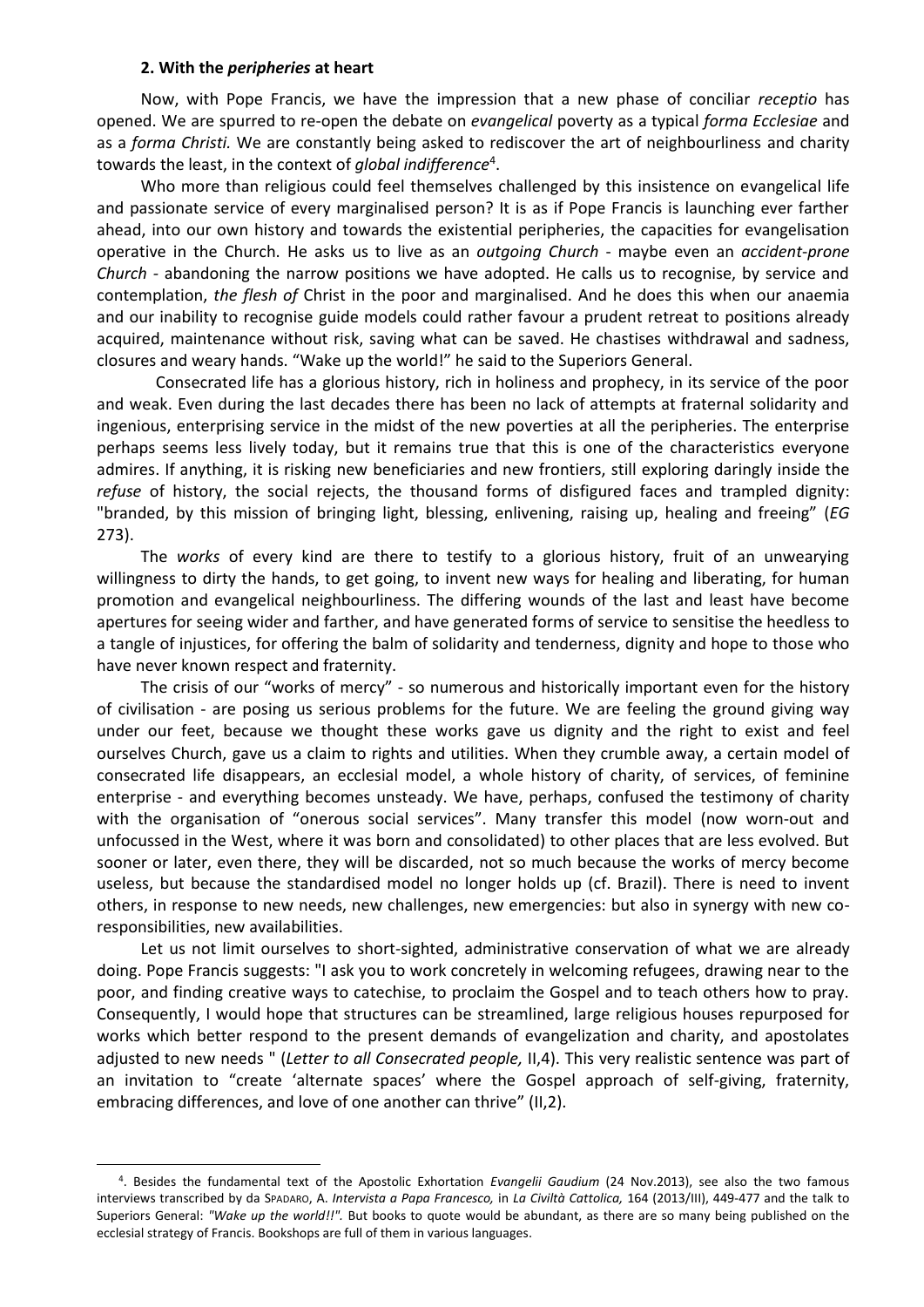**2. With the *peripheries* at heart**

Now, with Pope Francis, we have the impression that a new phase of conciliar *receptio* has opened. We are spurred to re-open the debate on *evangelical* poverty as a typical *forma Ecclesiae* and as a *forma Christi.* We are constantly being asked to rediscover the art of neighbourliness and charity towards the least, in the context of *global indifference*[4].

Who more than religious could feel themselves challenged by this insistence on evangelical life and passionate service of every marginalised person? It is as if Pope Francis is launching ever farther ahead, into our own history and towards the existential peripheries, the capacities for evangelisation operative in the Church. He asks us to live as an *outgoing Church* - maybe even an *accident-prone Church* - abandoning the narrow positions we have adopted. He calls us to recognise, by service and contemplation, *the flesh of* Christ in the poor and marginalised. And he does this when our anaemia and our inability to recognise guide models could rather favour a prudent retreat to positions already acquired, maintenance without risk, saving what can be saved. He chastises withdrawal and sadness, closures and weary hands. "Wake up the world!" he said to the Superiors General.

Consecrated life has a glorious history, rich in holiness and prophecy, in its service of the poor and weak. Even during the last decades there has been no lack of attempts at fraternal solidarity and ingenious, enterprising service in the midst of the new poverties at all the peripheries. The enterprise perhaps seems less lively today, but it remains true that this is one of the characteristics everyone admires. If anything, it is risking new beneficiaries and new frontiers, still exploring daringly inside the *refuse* of history, the social rejects, the thousand forms of disfigured faces and trampled dignity: "branded, by this mission of bringing light, blessing, enlivening, raising up, healing and freeing" (*EG* 273).

The *works* of every kind are there to testify to a glorious history, fruit of an unwearying willingness to dirty the hands, to get going, to invent new ways for healing and liberating, for human promotion and evangelical neighbourliness. The differing wounds of the last and least have become apertures for seeing wider and farther, and have generated forms of service to sensitise the heedless to a tangle of injustices, for offering the balm of solidarity and tenderness, dignity and hope to those who have never known respect and fraternity.

The crisis of our "works of mercy" - so numerous and historically important even for the history of civilisation - are posing us serious problems for the future. We are feeling the ground giving way under our feet, because we thought these works gave us dignity and the right to exist and feel ourselves Church, gave us a claim to rights and utilities. When they crumble away, a certain model of consecrated life disappears, an ecclesial model, a whole history of charity, of services, of feminine enterprise - and everything becomes unsteady. We have, perhaps, confused the testimony of charity with the organisation of "onerous social services". Many transfer this model (now worn-out and unfocussed in the West, where it was born and consolidated) to other places that are less evolved. But sooner or later, even there, they will be discarded, not so much because the works of mercy become useless, but because the standardised model no longer holds up (cf. Brazil). There is need to invent others, in response to new needs, new challenges, new emergencies: but also in synergy with new co-responsibilities, new availabilities.

Let us not limit ourselves to short-sighted, administrative conservation of what we are already doing. Pope Francis suggests: "I ask you to work concretely in welcoming refugees, drawing near to the poor, and finding creative ways to catechise, to proclaim the Gospel and to teach others how to pray. Consequently, I would hope that structures can be streamlined, large religious houses repurposed for works which better respond to the present demands of evangelization and charity, and apostolates adjusted to new needs " (*Letter to all Consecrated people,* II,4). This very realistic sentence was part of an invitation to "create 'alternate spaces' where the Gospel approach of self-giving, fraternity, embracing differences, and love of one another can thrive" (II,2).

---

[4]. Besides the fundamental text of the Apostolic Exhortation *Evangelii Gaudium* (24 Nov.2013), see also the two famous interviews transcribed by da SPADARO, A. *Intervista a Papa Francesco,* in *La Civiltà Cattolica,* 164 (2013/III), 449-477 and the talk to Superiors General: *"Wake up the world!!".* But books to quote would be abundant, as there are so many being published on the ecclesial strategy of Francis. Bookshops are full of them in various languages.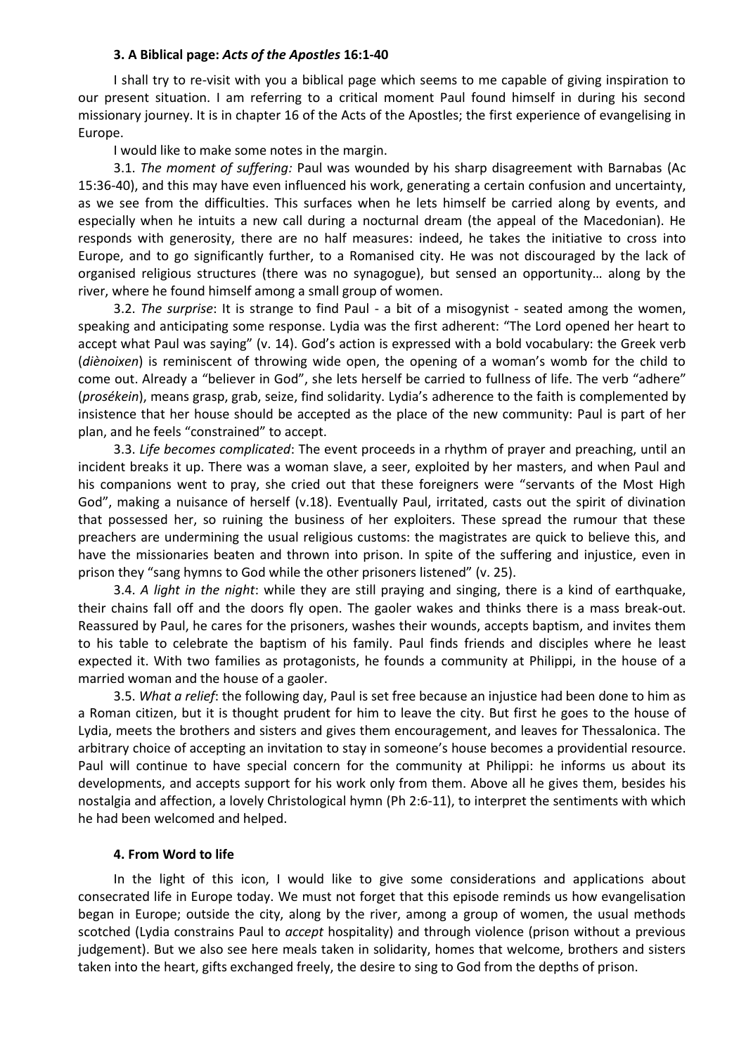### 3. A Biblical page: *Acts of the Apostles* 16:1-40

I shall try to re-visit with you a biblical page which seems to me capable of giving inspiration to our present situation. I am referring to a critical moment Paul found himself in during his second missionary journey. It is in chapter 16 of the Acts of the Apostles; the first experience of evangelising in Europe.

I would like to make some notes in the margin.

3.1. *The moment of suffering:* Paul was wounded by his sharp disagreement with Barnabas (Ac 15:36-40), and this may have even influenced his work, generating a certain confusion and uncertainty, as we see from the difficulties. This surfaces when he lets himself be carried along by events, and especially when he intuits a new call during a nocturnal dream (the appeal of the Macedonian). He responds with generosity, there are no half measures: indeed, he takes the initiative to cross into Europe, and to go significantly further, to a Romanised city. He was not discouraged by the lack of organised religious structures (there was no synagogue), but sensed an opportunity… along by the river, where he found himself among a small group of women.

3.2. *The surprise*: It is strange to find Paul - a bit of a misogynist - seated among the women, speaking and anticipating some response. Lydia was the first adherent: "The Lord opened her heart to accept what Paul was saying" (v. 14). God's action is expressed with a bold vocabulary: the Greek verb (*diènoixen*) is reminiscent of throwing wide open, the opening of a woman's womb for the child to come out. Already a "believer in God", she lets herself be carried to fullness of life. The verb "adhere" (*prosékein*), means grasp, grab, seize, find solidarity. Lydia's adherence to the faith is complemented by insistence that her house should be accepted as the place of the new community: Paul is part of her plan, and he feels "constrained" to accept.

3.3. *Life becomes complicated*: The event proceeds in a rhythm of prayer and preaching, until an incident breaks it up. There was a woman slave, a seer, exploited by her masters, and when Paul and his companions went to pray, she cried out that these foreigners were "servants of the Most High God", making a nuisance of herself (v.18). Eventually Paul, irritated, casts out the spirit of divination that possessed her, so ruining the business of her exploiters. These spread the rumour that these preachers are undermining the usual religious customs: the magistrates are quick to believe this, and have the missionaries beaten and thrown into prison. In spite of the suffering and injustice, even in prison they "sang hymns to God while the other prisoners listened" (v. 25).

3.4. *A light in the night*: while they are still praying and singing, there is a kind of earthquake, their chains fall off and the doors fly open. The gaoler wakes and thinks there is a mass break-out. Reassured by Paul, he cares for the prisoners, washes their wounds, accepts baptism, and invites them to his table to celebrate the baptism of his family. Paul finds friends and disciples where he least expected it. With two families as protagonists, he founds a community at Philippi, in the house of a married woman and the house of a gaoler.

3.5. *What a relief*: the following day, Paul is set free because an injustice had been done to him as a Roman citizen, but it is thought prudent for him to leave the city. But first he goes to the house of Lydia, meets the brothers and sisters and gives them encouragement, and leaves for Thessalonica. The arbitrary choice of accepting an invitation to stay in someone's house becomes a providential resource. Paul will continue to have special concern for the community at Philippi: he informs us about its developments, and accepts support for his work only from them. Above all he gives them, besides his nostalgia and affection, a lovely Christological hymn (Ph 2:6-11), to interpret the sentiments with which he had been welcomed and helped.

### 4. From Word to life

In the light of this icon, I would like to give some considerations and applications about consecrated life in Europe today. We must not forget that this episode reminds us how evangelisation began in Europe; outside the city, along by the river, among a group of women, the usual methods scotched (Lydia constrains Paul to *accept* hospitality) and through violence (prison without a previous judgement). But we also see here meals taken in solidarity, homes that welcome, brothers and sisters taken into the heart, gifts exchanged freely, the desire to sing to God from the depths of prison.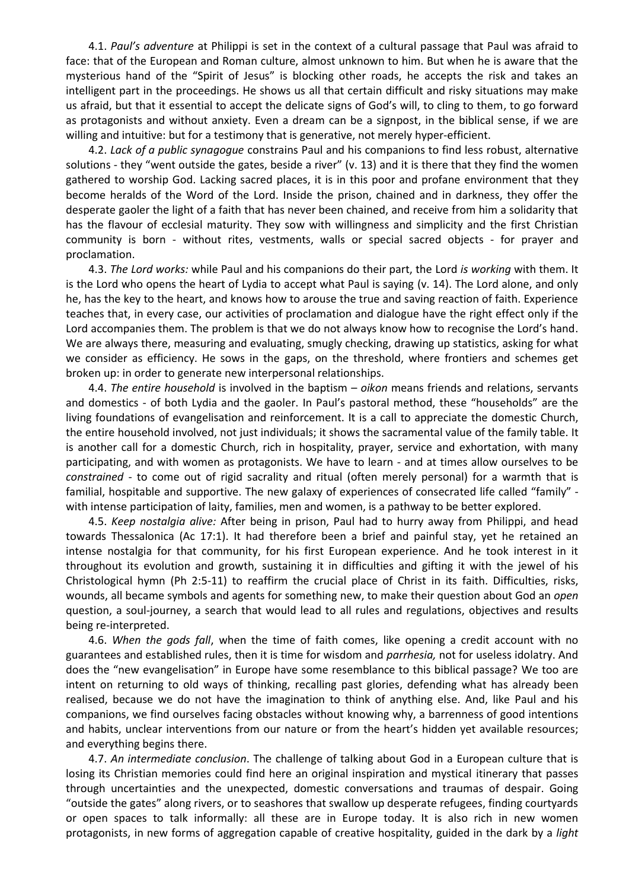4.1. *Paul's adventure* at Philippi is set in the context of a cultural passage that Paul was afraid to face: that of the European and Roman culture, almost unknown to him. But when he is aware that the mysterious hand of the "Spirit of Jesus" is blocking other roads, he accepts the risk and takes an intelligent part in the proceedings. He shows us all that certain difficult and risky situations may make us afraid, but that it essential to accept the delicate signs of God's will, to cling to them, to go forward as protagonists and without anxiety. Even a dream can be a signpost, in the biblical sense, if we are willing and intuitive: but for a testimony that is generative, not merely hyper-efficient.

4.2. *Lack of a public synagogue* constrains Paul and his companions to find less robust, alternative solutions - they "went outside the gates, beside a river" (v. 13) and it is there that they find the women gathered to worship God. Lacking sacred places, it is in this poor and profane environment that they become heralds of the Word of the Lord. Inside the prison, chained and in darkness, they offer the desperate gaoler the light of a faith that has never been chained, and receive from him a solidarity that has the flavour of ecclesial maturity. They sow with willingness and simplicity and the first Christian community is born - without rites, vestments, walls or special sacred objects - for prayer and proclamation.

4.3. *The Lord works:* while Paul and his companions do their part, the Lord *is working* with them. It is the Lord who opens the heart of Lydia to accept what Paul is saying (v. 14). The Lord alone, and only he, has the key to the heart, and knows how to arouse the true and saving reaction of faith. Experience teaches that, in every case, our activities of proclamation and dialogue have the right effect only if the Lord accompanies them. The problem is that we do not always know how to recognise the Lord's hand. We are always there, measuring and evaluating, smugly checking, drawing up statistics, asking for what we consider as efficiency. He sows in the gaps, on the threshold, where frontiers and schemes get broken up: in order to generate new interpersonal relationships.

4.4. *The entire household* is involved in the baptism – *oikon* means friends and relations, servants and domestics - of both Lydia and the gaoler. In Paul's pastoral method, these "households" are the living foundations of evangelisation and reinforcement. It is a call to appreciate the domestic Church, the entire household involved, not just individuals; it shows the sacramental value of the family table. It is another call for a domestic Church, rich in hospitality, prayer, service and exhortation, with many participating, and with women as protagonists. We have to learn - and at times allow ourselves to be *constrained* - to come out of rigid sacrality and ritual (often merely personal) for a warmth that is familial, hospitable and supportive. The new galaxy of experiences of consecrated life called "family" - with intense participation of laity, families, men and women, is a pathway to be better explored.

4.5. *Keep nostalgia alive:* After being in prison, Paul had to hurry away from Philippi, and head towards Thessalonica (Ac 17:1). It had therefore been a brief and painful stay, yet he retained an intense nostalgia for that community, for his first European experience. And he took interest in it throughout its evolution and growth, sustaining it in difficulties and gifting it with the jewel of his Christological hymn (Ph 2:5-11) to reaffirm the crucial place of Christ in its faith. Difficulties, risks, wounds, all became symbols and agents for something new, to make their question about God an *open* question, a soul-journey, a search that would lead to all rules and regulations, objectives and results being re-interpreted.

4.6. *When the gods fall*, when the time of faith comes, like opening a credit account with no guarantees and established rules, then it is time for wisdom and *parrhesia,* not for useless idolatry. And does the "new evangelisation" in Europe have some resemblance to this biblical passage? We too are intent on returning to old ways of thinking, recalling past glories, defending what has already been realised, because we do not have the imagination to think of anything else. And, like Paul and his companions, we find ourselves facing obstacles without knowing why, a barrenness of good intentions and habits, unclear interventions from our nature or from the heart's hidden yet available resources; and everything begins there.

4.7. *An intermediate conclusion*. The challenge of talking about God in a European culture that is losing its Christian memories could find here an original inspiration and mystical itinerary that passes through uncertainties and the unexpected, domestic conversations and traumas of despair. Going "outside the gates" along rivers, or to seashores that swallow up desperate refugees, finding courtyards or open spaces to talk informally: all these are in Europe today. It is also rich in new women protagonists, in new forms of aggregation capable of creative hospitality, guided in the dark by a *light*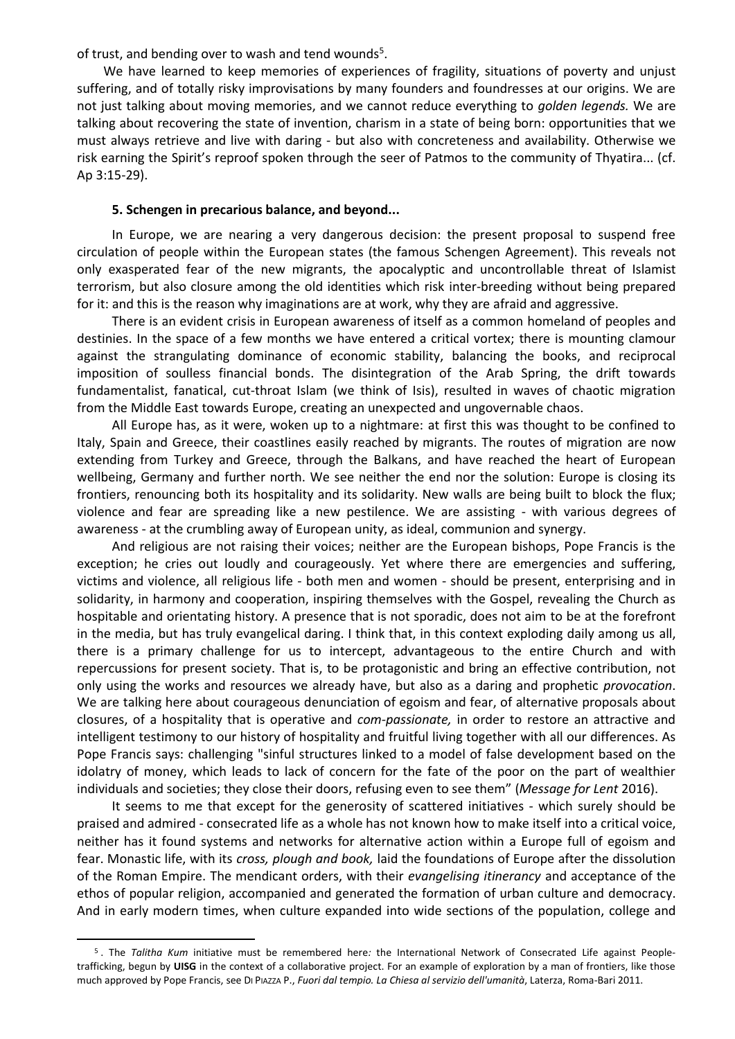of trust, and bending over to wash and tend wounds[5].

We have learned to keep memories of experiences of fragility, situations of poverty and unjust suffering, and of totally risky improvisations by many founders and foundresses at our origins. We are not just talking about moving memories, and we cannot reduce everything to *golden legends.* We are talking about recovering the state of invention, charism in a state of being born: opportunities that we must always retrieve and live with daring - but also with concreteness and availability. Otherwise we risk earning the Spirit's reproof spoken through the seer of Patmos to the community of Thyatira... (cf. Ap 3:15-29).

#### 5. Schengen in precarious balance, and beyond...

In Europe, we are nearing a very dangerous decision: the present proposal to suspend free circulation of people within the European states (the famous Schengen Agreement). This reveals not only exasperated fear of the new migrants, the apocalyptic and uncontrollable threat of Islamist terrorism, but also closure among the old identities which risk inter-breeding without being prepared for it: and this is the reason why imaginations are at work, why they are afraid and aggressive.

There is an evident crisis in European awareness of itself as a common homeland of peoples and destinies. In the space of a few months we have entered a critical vortex; there is mounting clamour against the strangulating dominance of economic stability, balancing the books, and reciprocal imposition of soulless financial bonds. The disintegration of the Arab Spring, the drift towards fundamentalist, fanatical, cut-throat Islam (we think of Isis), resulted in waves of chaotic migration from the Middle East towards Europe, creating an unexpected and ungovernable chaos.

All Europe has, as it were, woken up to a nightmare: at first this was thought to be confined to Italy, Spain and Greece, their coastlines easily reached by migrants. The routes of migration are now extending from Turkey and Greece, through the Balkans, and have reached the heart of European wellbeing, Germany and further north. We see neither the end nor the solution: Europe is closing its frontiers, renouncing both its hospitality and its solidarity. New walls are being built to block the flux; violence and fear are spreading like a new pestilence. We are assisting - with various degrees of awareness - at the crumbling away of European unity, as ideal, communion and synergy.

And religious are not raising their voices; neither are the European bishops, Pope Francis is the exception; he cries out loudly and courageously. Yet where there are emergencies and suffering, victims and violence, all religious life - both men and women - should be present, enterprising and in solidarity, in harmony and cooperation, inspiring themselves with the Gospel, revealing the Church as hospitable and orientating history. A presence that is not sporadic, does not aim to be at the forefront in the media, but has truly evangelical daring. I think that, in this context exploding daily among us all, there is a primary challenge for us to intercept, advantageous to the entire Church and with repercussions for present society. That is, to be protagonistic and bring an effective contribution, not only using the works and resources we already have, but also as a daring and prophetic *provocation*. We are talking here about courageous denunciation of egoism and fear, of alternative proposals about closures, of a hospitality that is operative and *com-passionate,* in order to restore an attractive and intelligent testimony to our history of hospitality and fruitful living together with all our differences. As Pope Francis says: challenging "sinful structures linked to a model of false development based on the idolatry of money, which leads to lack of concern for the fate of the poor on the part of wealthier individuals and societies; they close their doors, refusing even to see them" (*Message for Lent* 2016).

It seems to me that except for the generosity of scattered initiatives - which surely should be praised and admired - consecrated life as a whole has not known how to make itself into a critical voice, neither has it found systems and networks for alternative action within a Europe full of egoism and fear. Monastic life, with its *cross, plough and book,* laid the foundations of Europe after the dissolution of the Roman Empire. The mendicant orders, with their *evangelising itinerancy* and acceptance of the ethos of popular religion, accompanied and generated the formation of urban culture and democracy. And in early modern times, when culture expanded into wide sections of the population, college and

---

[5]. The *Talitha Kum* initiative must be remembered here*:* the International Network of Consecrated Life against People-trafficking, begun by **UISG** in the context of a collaborative project. For an example of exploration by a man of frontiers, like those much approved by Pope Francis, see DI PIAZZA P., *Fuori dal tempio. La Chiesa al servizio dell'umanità*, Laterza, Roma-Bari 2011.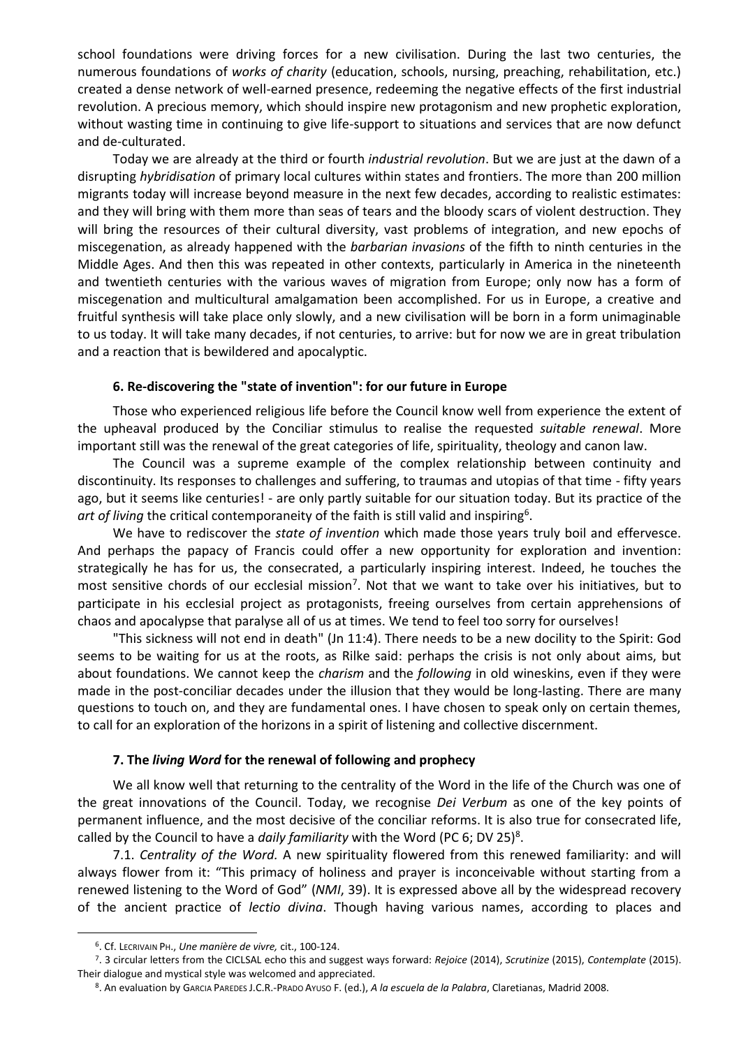school foundations were driving forces for a new civilisation. During the last two centuries, the numerous foundations of *works of charity* (education, schools, nursing, preaching, rehabilitation, etc.) created a dense network of well-earned presence, redeeming the negative effects of the first industrial revolution. A precious memory, which should inspire new protagonism and new prophetic exploration, without wasting time in continuing to give life-support to situations and services that are now defunct and de-culturated.

Today we are already at the third or fourth *industrial revolution*. But we are just at the dawn of a disrupting *hybridisation* of primary local cultures within states and frontiers. The more than 200 million migrants today will increase beyond measure in the next few decades, according to realistic estimates: and they will bring with them more than seas of tears and the bloody scars of violent destruction. They will bring the resources of their cultural diversity, vast problems of integration, and new epochs of miscegenation, as already happened with the *barbarian invasions* of the fifth to ninth centuries in the Middle Ages. And then this was repeated in other contexts, particularly in America in the nineteenth and twentieth centuries with the various waves of migration from Europe; only now has a form of miscegenation and multicultural amalgamation been accomplished. For us in Europe, a creative and fruitful synthesis will take place only slowly, and a new civilisation will be born in a form unimaginable to us today. It will take many decades, if not centuries, to arrive: but for now we are in great tribulation and a reaction that is bewildered and apocalyptic.

### 6. Re-discovering the "state of invention": for our future in Europe

Those who experienced religious life before the Council know well from experience the extent of the upheaval produced by the Conciliar stimulus to realise the requested *suitable renewal*. More important still was the renewal of the great categories of life, spirituality, theology and canon law.

The Council was a supreme example of the complex relationship between continuity and discontinuity. Its responses to challenges and suffering, to traumas and utopias of that time - fifty years ago, but it seems like centuries! - are only partly suitable for our situation today. But its practice of the *art of living* the critical contemporaneity of the faith is still valid and inspiring[6].

We have to rediscover the *state of invention* which made those years truly boil and effervesce. And perhaps the papacy of Francis could offer a new opportunity for exploration and invention: strategically he has for us, the consecrated, a particularly inspiring interest. Indeed, he touches the most sensitive chords of our ecclesial mission[7]. Not that we want to take over his initiatives, but to participate in his ecclesial project as protagonists, freeing ourselves from certain apprehensions of chaos and apocalypse that paralyse all of us at times. We tend to feel too sorry for ourselves!

"This sickness will not end in death" (Jn 11:4). There needs to be a new docility to the Spirit: God seems to be waiting for us at the roots, as Rilke said: perhaps the crisis is not only about aims, but about foundations. We cannot keep the *charism* and the *following* in old wineskins, even if they were made in the post-conciliar decades under the illusion that they would be long-lasting. There are many questions to touch on, and they are fundamental ones. I have chosen to speak only on certain themes, to call for an exploration of the horizons in a spirit of listening and collective discernment.

### 7. The *living Word* for the renewal of following and prophecy

We all know well that returning to the centrality of the Word in the life of the Church was one of the great innovations of the Council. Today, we recognise *Dei Verbum* as one of the key points of permanent influence, and the most decisive of the conciliar reforms. It is also true for consecrated life, called by the Council to have a *daily familiarity* with the Word (PC 6; DV 25)[8].

7.1. *Centrality of the Word.* A new spirituality flowered from this renewed familiarity: and will always flower from it: "This primacy of holiness and prayer is inconceivable without starting from a renewed listening to the Word of God" (*NMI*, 39). It is expressed above all by the widespread recovery of the ancient practice of *lectio divina*. Though having various names, according to places and

---

6. Cf. LECRIVAIN PH., *Une manière de vivre,* cit., 100-124.

7. 3 circular letters from the CICLSAL echo this and suggest ways forward: *Rejoice* (2014), *Scrutinize* (2015), *Contemplate* (2015). Their dialogue and mystical style was welcomed and appreciated.

8. An evaluation by GARCIA PAREDES J.C.R.-PRADO AYUSO F. (ed.), *A la escuela de la Palabra*, Claretianas, Madrid 2008.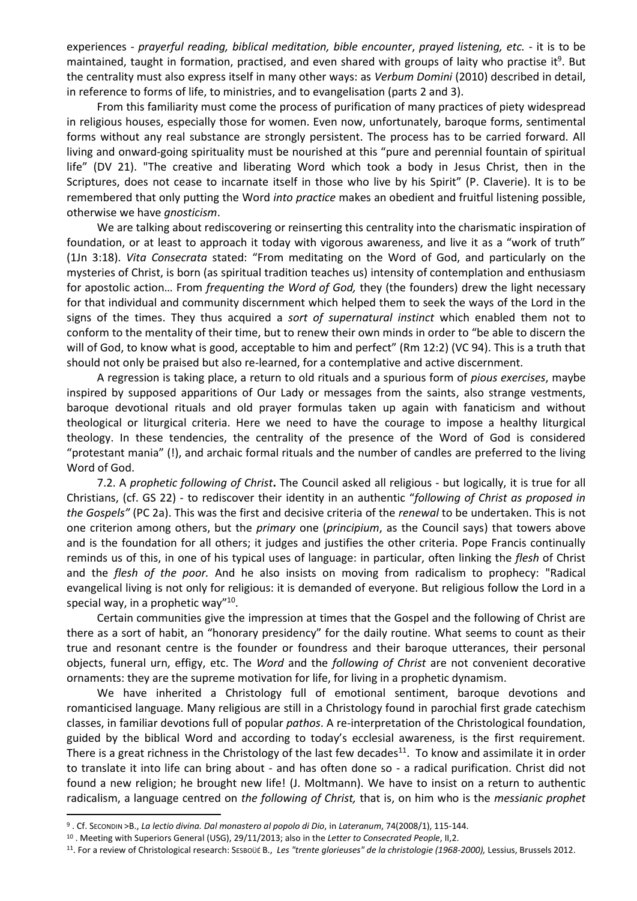experiences - *prayerful reading, biblical meditation, bible encounter*, *prayed listening, etc.* - it is to be maintained, taught in formation, practised, and even shared with groups of laity who practise it[9]. But the centrality must also express itself in many other ways: as *Verbum Domini* (2010) described in detail, in reference to forms of life, to ministries, and to evangelisation (parts 2 and 3).

From this familiarity must come the process of purification of many practices of piety widespread in religious houses, especially those for women. Even now, unfortunately, baroque forms, sentimental forms without any real substance are strongly persistent. The process has to be carried forward. All living and onward-going spirituality must be nourished at this "pure and perennial fountain of spiritual life" (DV 21). "The creative and liberating Word which took a body in Jesus Christ, then in the Scriptures, does not cease to incarnate itself in those who live by his Spirit" (P. Claverie). It is to be remembered that only putting the Word *into practice* makes an obedient and fruitful listening possible, otherwise we have *gnosticism*.

We are talking about rediscovering or reinserting this centrality into the charismatic inspiration of foundation, or at least to approach it today with vigorous awareness, and live it as a "work of truth" (1Jn 3:18). *Vita Consecrata* stated: "From meditating on the Word of God, and particularly on the mysteries of Christ, is born (as spiritual tradition teaches us) intensity of contemplation and enthusiasm for apostolic action… From *frequenting the Word of God,* they (the founders) drew the light necessary for that individual and community discernment which helped them to seek the ways of the Lord in the signs of the times. They thus acquired a *sort of supernatural instinct* which enabled them not to conform to the mentality of their time, but to renew their own minds in order to "be able to discern the will of God, to know what is good, acceptable to him and perfect" (Rm 12:2) (VC 94). This is a truth that should not only be praised but also re-learned, for a contemplative and active discernment.

A regression is taking place, a return to old rituals and a spurious form of *pious exercises*, maybe inspired by supposed apparitions of Our Lady or messages from the saints, also strange vestments, baroque devotional rituals and old prayer formulas taken up again with fanaticism and without theological or liturgical criteria. Here we need to have the courage to impose a healthy liturgical theology. In these tendencies, the centrality of the presence of the Word of God is considered "protestant mania" (!), and archaic formal rituals and the number of candles are preferred to the living Word of God.

7.2. A *prophetic following of Christ***.** The Council asked all religious - but logically, it is true for all Christians, (cf. GS 22) - to rediscover their identity in an authentic "*following of Christ as proposed in the Gospels"* (PC 2a). This was the first and decisive criteria of the *renewal* to be undertaken. This is not one criterion among others, but the *primary* one (*principium*, as the Council says) that towers above and is the foundation for all others; it judges and justifies the other criteria. Pope Francis continually reminds us of this, in one of his typical uses of language: in particular, often linking the *flesh* of Christ and the *flesh of the poor.* And he also insists on moving from radicalism to prophecy: "Radical evangelical living is not only for religious: it is demanded of everyone. But religious follow the Lord in a special way, in a prophetic way"[10].

Certain communities give the impression at times that the Gospel and the following of Christ are there as a sort of habit, an "honorary presidency" for the daily routine. What seems to count as their true and resonant centre is the founder or foundress and their baroque utterances, their personal objects, funeral urn, effigy, etc. The *Word* and the *following of Christ* are not convenient decorative ornaments: they are the supreme motivation for life, for living in a prophetic dynamism.

We have inherited a Christology full of emotional sentiment, baroque devotions and romanticised language. Many religious are still in a Christology found in parochial first grade catechism classes, in familiar devotions full of popular *pathos*. A re-interpretation of the Christological foundation, guided by the biblical Word and according to today's ecclesial awareness, is the first requirement. There is a great richness in the Christology of the last few decades[11]. To know and assimilate it in order to translate it into life can bring about - and has often done so - a radical purification. Christ did not found a new religion; he brought new life! (J. Moltmann). We have to insist on a return to authentic radicalism, a language centred on *the following of Christ,* that is, on him who is the *messianic prophet*

---

[9] . Cf. SECONDIN >B., *La lectio divina. Dal monastero al popolo di Dio*, in *Lateranum*, 74(2008/1), 115-144.

[10] . Meeting with Superiors General (USG), 29/11/2013; also in the *Letter to Consecrated People*, II,2.

[11]. For a review of Christological research: SESBOÜÉ B., *Les "trente glorieuses" de la christologie (1968-2000),* Lessius, Brussels 2012.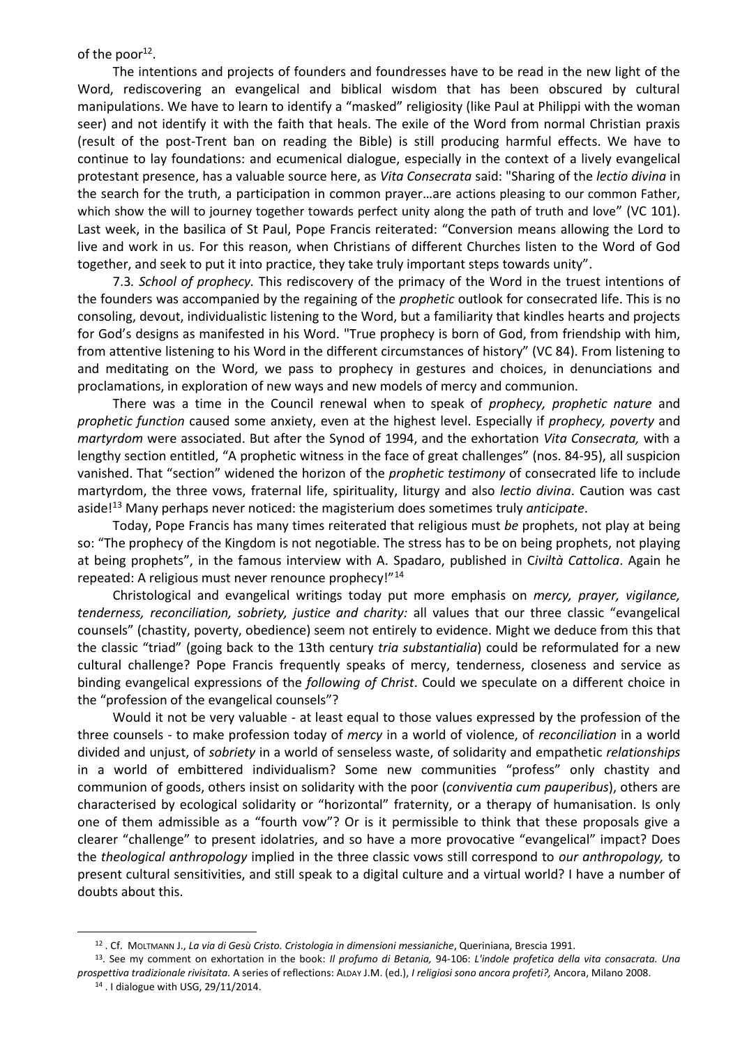of the poor[12].

The intentions and projects of founders and foundresses have to be read in the new light of the Word, rediscovering an evangelical and biblical wisdom that has been obscured by cultural manipulations. We have to learn to identify a "masked" religiosity (like Paul at Philippi with the woman seer) and not identify it with the faith that heals. The exile of the Word from normal Christian praxis (result of the post-Trent ban on reading the Bible) is still producing harmful effects. We have to continue to lay foundations: and ecumenical dialogue, especially in the context of a lively evangelical protestant presence, has a valuable source here, as *Vita Consecrata* said: "Sharing of the *lectio divina* in the search for the truth, a participation in common prayer…are actions pleasing to our common Father, which show the will to journey together towards perfect unity along the path of truth and love" (VC 101). Last week, in the basilica of St Paul, Pope Francis reiterated: "Conversion means allowing the Lord to live and work in us. For this reason, when Christians of different Churches listen to the Word of God together, and seek to put it into practice, they take truly important steps towards unity".

7.3. *School of prophecy.* This rediscovery of the primacy of the Word in the truest intentions of the founders was accompanied by the regaining of the *prophetic* outlook for consecrated life. This is no consoling, devout, individualistic listening to the Word, but a familiarity that kindles hearts and projects for God's designs as manifested in his Word. "True prophecy is born of God, from friendship with him, from attentive listening to his Word in the different circumstances of history" (VC 84). From listening to and meditating on the Word, we pass to prophecy in gestures and choices, in denunciations and proclamations, in exploration of new ways and new models of mercy and communion.

There was a time in the Council renewal when to speak of *prophecy, prophetic nature* and *prophetic function* caused some anxiety, even at the highest level. Especially if *prophecy, poverty* and *martyrdom* were associated. But after the Synod of 1994, and the exhortation *Vita Consecrata,* with a lengthy section entitled, "A prophetic witness in the face of great challenges" (nos. 84-95), all suspicion vanished. That "section" widened the horizon of the *prophetic testimony* of consecrated life to include martyrdom, the three vows, fraternal life, spirituality, liturgy and also *lectio divina*. Caution was cast aside![13] Many perhaps never noticed: the magisterium does sometimes truly *anticipate*.

Today, Pope Francis has many times reiterated that religious must *be* prophets, not play at being so: "The prophecy of the Kingdom is not negotiable. The stress has to be on being prophets, not playing at being prophets", in the famous interview with A. Spadaro, published in C*iviltà Cattolica*. Again he repeated: A religious must never renounce prophecy!"[14]

Christological and evangelical writings today put more emphasis on *mercy, prayer, vigilance, tenderness, reconciliation, sobriety, justice and charity:* all values that our three classic "evangelical counsels" (chastity, poverty, obedience) seem not entirely to evidence. Might we deduce from this that the classic "triad" (going back to the 13th century *tria substantialia*) could be reformulated for a new cultural challenge? Pope Francis frequently speaks of mercy, tenderness, closeness and service as binding evangelical expressions of the *following of Christ*. Could we speculate on a different choice in the "profession of the evangelical counsels"?

Would it not be very valuable - at least equal to those values expressed by the profession of the three counsels - to make profession today of *mercy* in a world of violence, of *reconciliation* in a world divided and unjust, of *sobriety* in a world of senseless waste, of solidarity and empathetic *relationships* in a world of embittered individualism? Some new communities "profess" only chastity and communion of goods, others insist on solidarity with the poor (*conviventia cum pauperibus*), others are characterised by ecological solidarity or "horizontal" fraternity, or a therapy of humanisation. Is only one of them admissible as a "fourth vow"? Or is it permissible to think that these proposals give a clearer "challenge" to present idolatries, and so have a more provocative "evangelical" impact? Does the *theological anthropology* implied in the three classic vows still correspond to *our anthropology,* to present cultural sensitivities, and still speak to a digital culture and a virtual world? I have a number of doubts about this.

---

[12] . Cf. MOLTMANN J., *La via di Gesù Cristo. Cristologia in dimensioni messianiche*, Queriniana, Brescia 1991.

[13]. See my comment on exhortation in the book: *Il profumo di Betania,* 94-106: *L'indole profetica della vita consacrata. Una prospettiva tradizionale rivisitata.* A series of reflections: ALDAY J.M. (ed.), *I religiosi sono ancora profeti?,* Ancora, Milano 2008.

[14] . I dialogue with USG, 29/11/2014.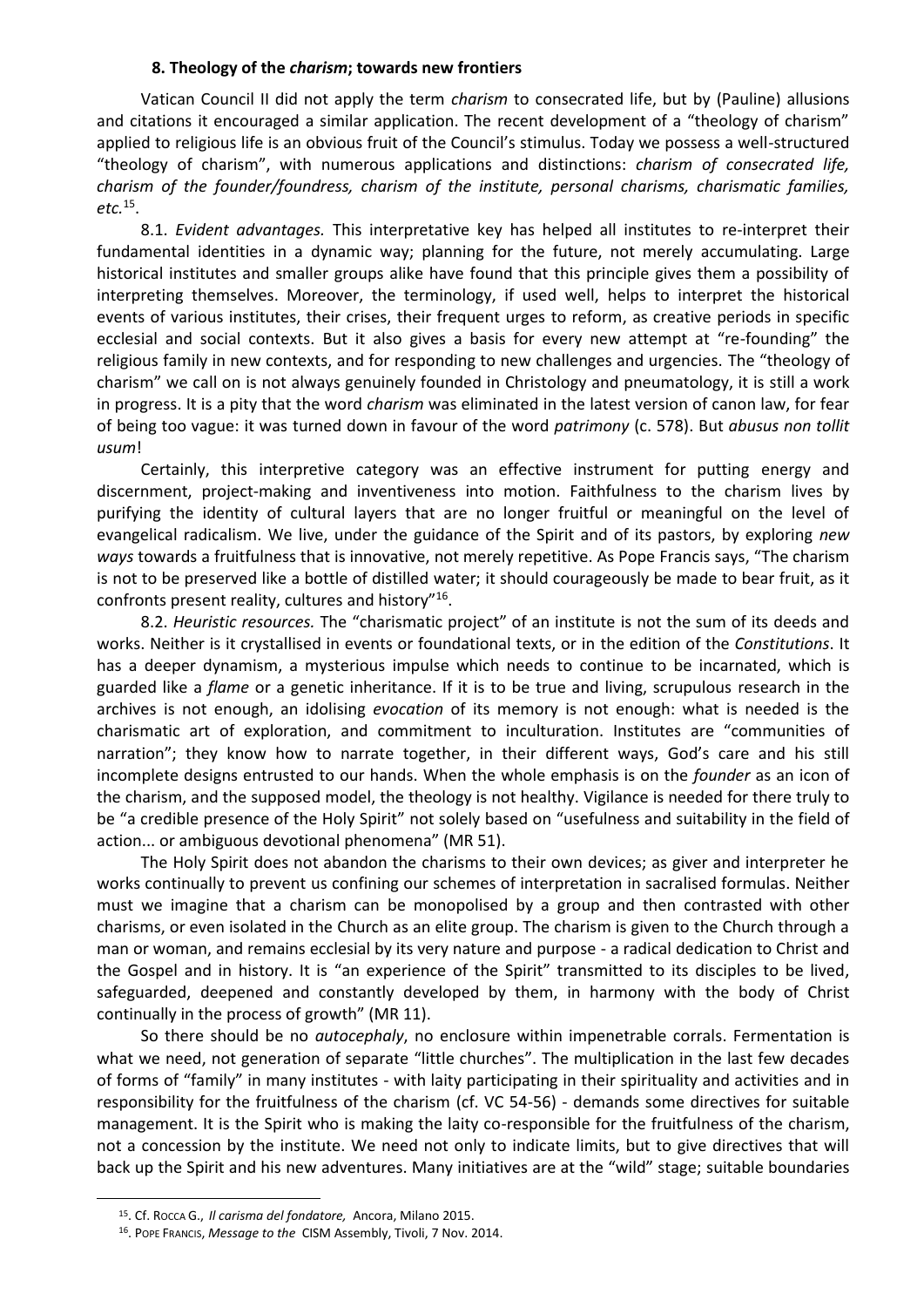### 8. Theology of the *charism*; towards new frontiers

Vatican Council II did not apply the term *charism* to consecrated life, but by (Pauline) allusions and citations it encouraged a similar application. The recent development of a "theology of charism" applied to religious life is an obvious fruit of the Council's stimulus. Today we possess a well-structured "theology of charism", with numerous applications and distinctions: *charism of consecrated life, charism of the founder/foundress, charism of the institute, personal charisms, charismatic families, etc.*[15].

8.1. *Evident advantages.* This interpretative key has helped all institutes to re-interpret their fundamental identities in a dynamic way; planning for the future, not merely accumulating. Large historical institutes and smaller groups alike have found that this principle gives them a possibility of interpreting themselves. Moreover, the terminology, if used well, helps to interpret the historical events of various institutes, their crises, their frequent urges to reform, as creative periods in specific ecclesial and social contexts. But it also gives a basis for every new attempt at "re-founding" the religious family in new contexts, and for responding to new challenges and urgencies. The "theology of charism" we call on is not always genuinely founded in Christology and pneumatology, it is still a work in progress. It is a pity that the word *charism* was eliminated in the latest version of canon law, for fear of being too vague: it was turned down in favour of the word *patrimony* (c. 578). But *abusus non tollit usum*!

Certainly, this interpretive category was an effective instrument for putting energy and discernment, project-making and inventiveness into motion. Faithfulness to the charism lives by purifying the identity of cultural layers that are no longer fruitful or meaningful on the level of evangelical radicalism. We live, under the guidance of the Spirit and of its pastors, by exploring *new ways* towards a fruitfulness that is innovative, not merely repetitive. As Pope Francis says, "The charism is not to be preserved like a bottle of distilled water; it should courageously be made to bear fruit, as it confronts present reality, cultures and history"[16].

8.2. *Heuristic resources.* The "charismatic project" of an institute is not the sum of its deeds and works. Neither is it crystallised in events or foundational texts, or in the edition of the *Constitutions*. It has a deeper dynamism, a mysterious impulse which needs to continue to be incarnated, which is guarded like a *flame* or a genetic inheritance. If it is to be true and living, scrupulous research in the archives is not enough, an idolising *evocation* of its memory is not enough: what is needed is the charismatic art of exploration, and commitment to inculturation. Institutes are "communities of narration"; they know how to narrate together, in their different ways, God's care and his still incomplete designs entrusted to our hands. When the whole emphasis is on the *founder* as an icon of the charism, and the supposed model, the theology is not healthy. Vigilance is needed for there truly to be "a credible presence of the Holy Spirit" not solely based on "usefulness and suitability in the field of action... or ambiguous devotional phenomena" (MR 51).

The Holy Spirit does not abandon the charisms to their own devices; as giver and interpreter he works continually to prevent us confining our schemes of interpretation in sacralised formulas. Neither must we imagine that a charism can be monopolised by a group and then contrasted with other charisms, or even isolated in the Church as an elite group. The charism is given to the Church through a man or woman, and remains ecclesial by its very nature and purpose - a radical dedication to Christ and the Gospel and in history. It is "an experience of the Spirit" transmitted to its disciples to be lived, safeguarded, deepened and constantly developed by them, in harmony with the body of Christ continually in the process of growth" (MR 11).

So there should be no *autocephaly*, no enclosure within impenetrable corrals. Fermentation is what we need, not generation of separate "little churches". The multiplication in the last few decades of forms of "family" in many institutes - with laity participating in their spirituality and activities and in responsibility for the fruitfulness of the charism (cf. VC 54-56) - demands some directives for suitable management. It is the Spirit who is making the laity co-responsible for the fruitfulness of the charism, not a concession by the institute. We need not only to indicate limits, but to give directives that will back up the Spirit and his new adventures. Many initiatives are at the "wild" stage; suitable boundaries

---

[15]. Cf. Rocca G., *Il carisma del fondatore,* Ancora, Milano 2015.

[16]. Pope Francis, *Message to the* CISM Assembly, Tivoli, 7 Nov. 2014.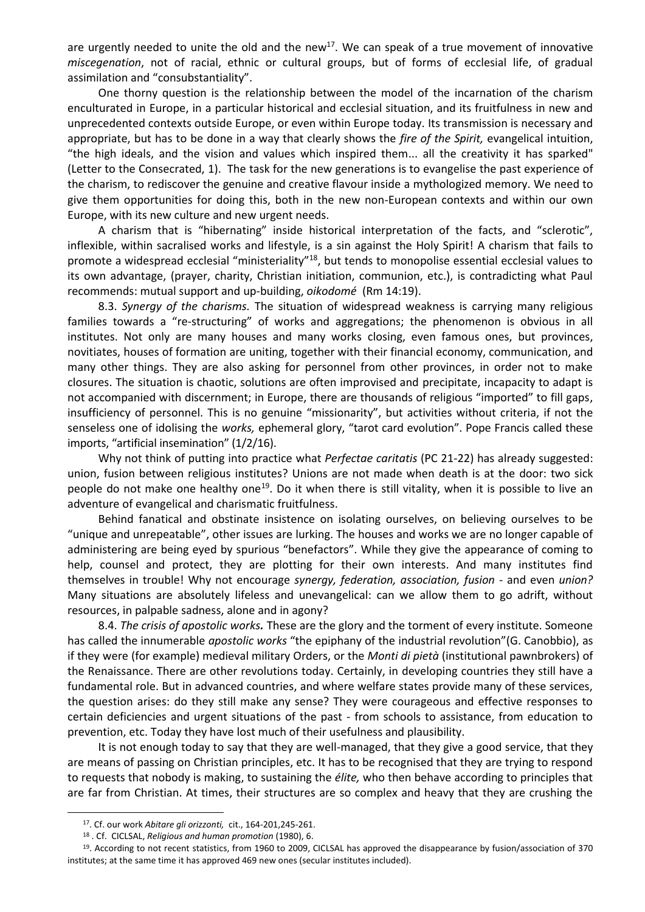are urgently needed to unite the old and the new[17]. We can speak of a true movement of innovative *miscegenation*, not of racial, ethnic or cultural groups, but of forms of ecclesial life, of gradual assimilation and "consubstantiality".

One thorny question is the relationship between the model of the incarnation of the charism enculturated in Europe, in a particular historical and ecclesial situation, and its fruitfulness in new and unprecedented contexts outside Europe, or even within Europe today. Its transmission is necessary and appropriate, but has to be done in a way that clearly shows the *fire of the Spirit,* evangelical intuition, "the high ideals, and the vision and values which inspired them... all the creativity it has sparked" (Letter to the Consecrated, 1). The task for the new generations is to evangelise the past experience of the charism, to rediscover the genuine and creative flavour inside a mythologized memory. We need to give them opportunities for doing this, both in the new non-European contexts and within our own Europe, with its new culture and new urgent needs.

A charism that is "hibernating" inside historical interpretation of the facts, and "sclerotic", inflexible, within sacralised works and lifestyle, is a sin against the Holy Spirit! A charism that fails to promote a widespread ecclesial "ministeriality"[18], but tends to monopolise essential ecclesial values to its own advantage, (prayer, charity, Christian initiation, communion, etc.), is contradicting what Paul recommends: mutual support and up-building, *oikodomé* (Rm 14:19).

8.3. *Synergy of the charisms.* The situation of widespread weakness is carrying many religious families towards a "re-structuring" of works and aggregations; the phenomenon is obvious in all institutes. Not only are many houses and many works closing, even famous ones, but provinces, novitiates, houses of formation are uniting, together with their financial economy, communication, and many other things. They are also asking for personnel from other provinces, in order not to make closures. The situation is chaotic, solutions are often improvised and precipitate, incapacity to adapt is not accompanied with discernment; in Europe, there are thousands of religious "imported" to fill gaps, insufficiency of personnel. This is no genuine "missionarity", but activities without criteria, if not the senseless one of idolising the *works,* ephemeral glory, "tarot card evolution". Pope Francis called these imports, "artificial insemination" (1/2/16).

Why not think of putting into practice what *Perfectae caritatis* (PC 21-22) has already suggested: union, fusion between religious institutes? Unions are not made when death is at the door: two sick people do not make one healthy one[19]. Do it when there is still vitality, when it is possible to live an adventure of evangelical and charismatic fruitfulness.

Behind fanatical and obstinate insistence on isolating ourselves, on believing ourselves to be "unique and unrepeatable", other issues are lurking. The houses and works we are no longer capable of administering are being eyed by spurious "benefactors". While they give the appearance of coming to help, counsel and protect, they are plotting for their own interests. And many institutes find themselves in trouble! Why not encourage *synergy, federation, association, fusion* - and even *union?* Many situations are absolutely lifeless and unevangelical: can we allow them to go adrift, without resources, in palpable sadness, alone and in agony?

8.4. *The crisis of apostolic works.* These are the glory and the torment of every institute. Someone has called the innumerable *apostolic works* "the epiphany of the industrial revolution"(G. Canobbio), as if they were (for example) medieval military Orders, or the *Monti di pietà* (institutional pawnbrokers) of the Renaissance. There are other revolutions today. Certainly, in developing countries they still have a fundamental role. But in advanced countries, and where welfare states provide many of these services, the question arises: do they still make any sense? They were courageous and effective responses to certain deficiencies and urgent situations of the past - from schools to assistance, from education to prevention, etc. Today they have lost much of their usefulness and plausibility.

It is not enough today to say that they are well-managed, that they give a good service, that they are means of passing on Christian principles, etc. It has to be recognised that they are trying to respond to requests that nobody is making, to sustaining the *élite,* who then behave according to principles that are far from Christian. At times, their structures are so complex and heavy that they are crushing the

---

[17]. Cf. our work *Abitare gli orizzonti,* cit., 164-201,245-261.

[18] . Cf. CICLSAL, *Religious and human promotion* (1980), 6.

[19]. According to not recent statistics, from 1960 to 2009, CICLSAL has approved the disappearance by fusion/association of 370 institutes; at the same time it has approved 469 new ones (secular institutes included).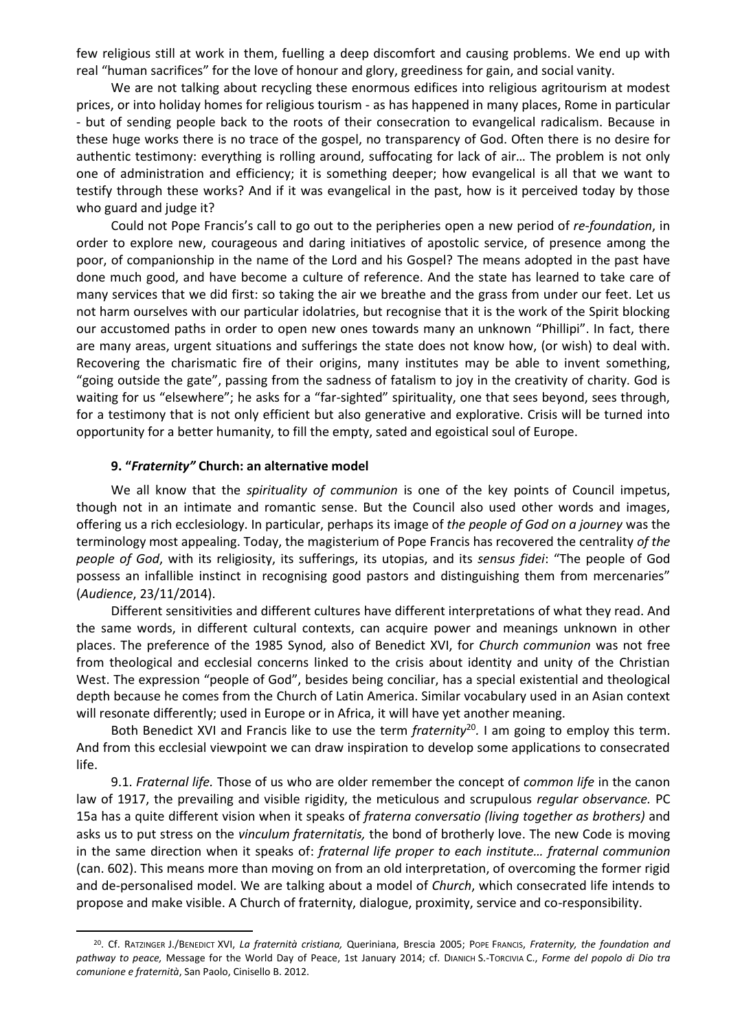few religious still at work in them, fuelling a deep discomfort and causing problems. We end up with real "human sacrifices" for the love of honour and glory, greediness for gain, and social vanity.

We are not talking about recycling these enormous edifices into religious agritourism at modest prices, or into holiday homes for religious tourism - as has happened in many places, Rome in particular - but of sending people back to the roots of their consecration to evangelical radicalism. Because in these huge works there is no trace of the gospel, no transparency of God. Often there is no desire for authentic testimony: everything is rolling around, suffocating for lack of air… The problem is not only one of administration and efficiency; it is something deeper; how evangelical is all that we want to testify through these works? And if it was evangelical in the past, how is it perceived today by those who guard and judge it?

Could not Pope Francis's call to go out to the peripheries open a new period of *re-foundation*, in order to explore new, courageous and daring initiatives of apostolic service, of presence among the poor, of companionship in the name of the Lord and his Gospel? The means adopted in the past have done much good, and have become a culture of reference. And the state has learned to take care of many services that we did first: so taking the air we breathe and the grass from under our feet. Let us not harm ourselves with our particular idolatries, but recognise that it is the work of the Spirit blocking our accustomed paths in order to open new ones towards many an unknown "Phillipi". In fact, there are many areas, urgent situations and sufferings the state does not know how, (or wish) to deal with. Recovering the charismatic fire of their origins, many institutes may be able to invent something, "going outside the gate", passing from the sadness of fatalism to joy in the creativity of charity. God is waiting for us "elsewhere"; he asks for a "far-sighted" spirituality, one that sees beyond, sees through, for a testimony that is not only efficient but also generative and explorative. Crisis will be turned into opportunity for a better humanity, to fill the empty, sated and egoistical soul of Europe.

### 9. "*Fraternity"* Church: an alternative model

We all know that the *spirituality of communion* is one of the key points of Council impetus, though not in an intimate and romantic sense. But the Council also used other words and images, offering us a rich ecclesiology. In particular, perhaps its image of *the people of God on a journey* was the terminology most appealing. Today, the magisterium of Pope Francis has recovered the centrality *of the people of God*, with its religiosity, its sufferings, its utopias, and its *sensus fidei*: "The people of God possess an infallible instinct in recognising good pastors and distinguishing them from mercenaries" (*Audience*, 23/11/2014).

Different sensitivities and different cultures have different interpretations of what they read. And the same words, in different cultural contexts, can acquire power and meanings unknown in other places. The preference of the 1985 Synod, also of Benedict XVI, for *Church communion* was not free from theological and ecclesial concerns linked to the crisis about identity and unity of the Christian West. The expression "people of God", besides being conciliar, has a special existential and theological depth because he comes from the Church of Latin America. Similar vocabulary used in an Asian context will resonate differently; used in Europe or in Africa, it will have yet another meaning.

Both Benedict XVI and Francis like to use the term *fraternity*[20]. I am going to employ this term. And from this ecclesial viewpoint we can draw inspiration to develop some applications to consecrated life.

9.1. *Fraternal life.* Those of us who are older remember the concept of *common life* in the canon law of 1917, the prevailing and visible rigidity, the meticulous and scrupulous *regular observance.* PC 15a has a quite different vision when it speaks of *fraterna conversatio (living together as brothers)* and asks us to put stress on the *vinculum fraternitatis,* the bond of brotherly love. The new Code is moving in the same direction when it speaks of: *fraternal life proper to each institute… fraternal communion* (can. 602). This means more than moving on from an old interpretation, of overcoming the former rigid and de-personalised model. We are talking about a model of *Church*, which consecrated life intends to propose and make visible. A Church of fraternity, dialogue, proximity, service and co-responsibility.

---

[20]. Cf. Ratzinger J./Benedict XVI, *La fraternità cristiana,* Queriniana, Brescia 2005; Pope Francis, *Fraternity, the foundation and pathway to peace,* Message for the World Day of Peace, 1st January 2014; cf. Dianich S.-Torcivia C., *Forme del popolo di Dio tra comunione e fraternità*, San Paolo, Cinisello B. 2012.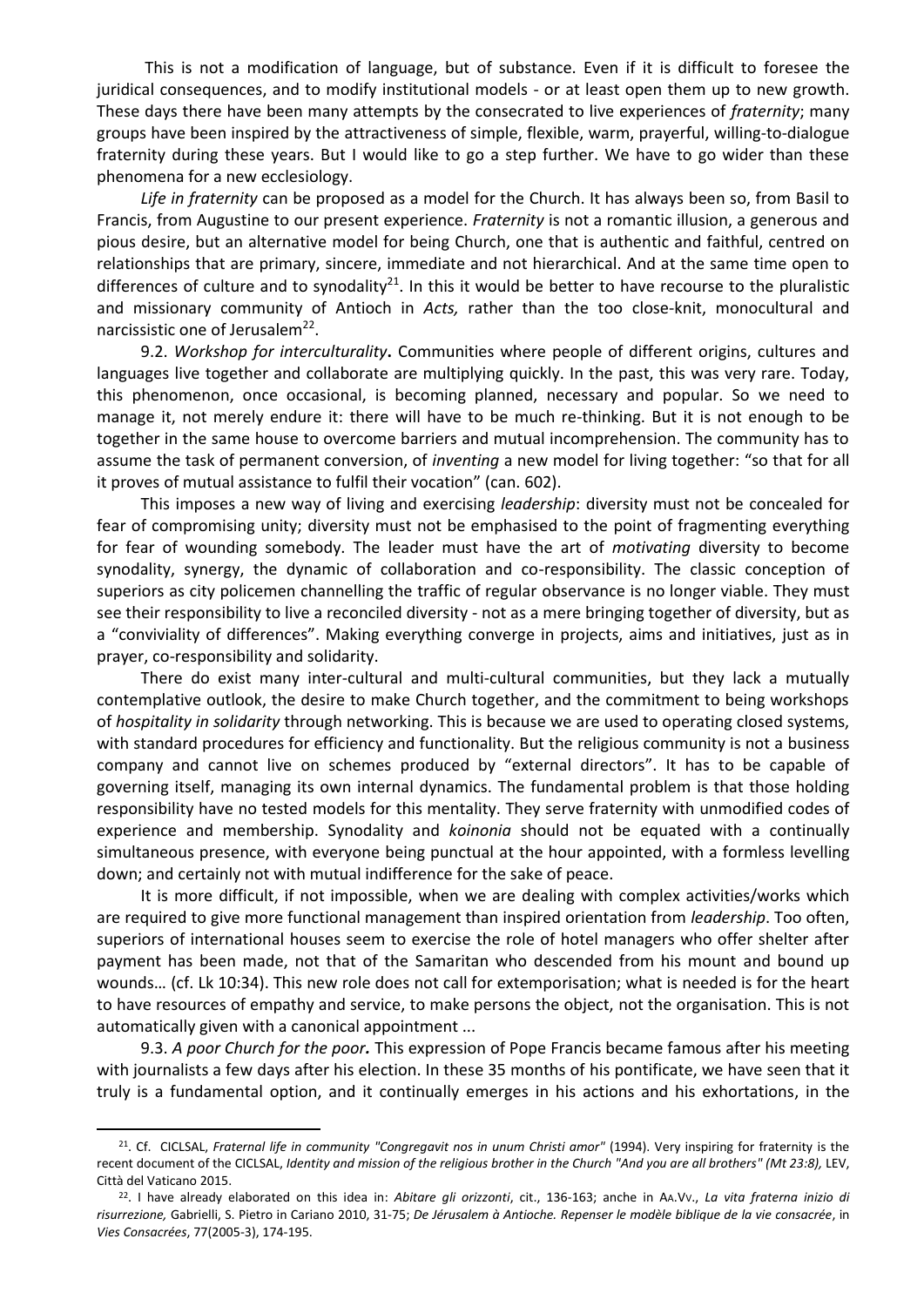This is not a modification of language, but of substance. Even if it is difficult to foresee the juridical consequences, and to modify institutional models - or at least open them up to new growth. These days there have been many attempts by the consecrated to live experiences of *fraternity*; many groups have been inspired by the attractiveness of simple, flexible, warm, prayerful, willing-to-dialogue fraternity during these years. But I would like to go a step further. We have to go wider than these phenomena for a new ecclesiology.

*Life in fraternity* can be proposed as a model for the Church. It has always been so, from Basil to Francis, from Augustine to our present experience. *Fraternity* is not a romantic illusion, a generous and pious desire, but an alternative model for being Church, one that is authentic and faithful, centred on relationships that are primary, sincere, immediate and not hierarchical. And at the same time open to differences of culture and to synodality[21]. In this it would be better to have recourse to the pluralistic and missionary community of Antioch in *Acts,* rather than the too close-knit, monocultural and narcissistic one of Jerusalem[22].

9.2. *Workshop for interculturality***.** Communities where people of different origins, cultures and languages live together and collaborate are multiplying quickly. In the past, this was very rare. Today, this phenomenon, once occasional, is becoming planned, necessary and popular. So we need to manage it, not merely endure it: there will have to be much re-thinking. But it is not enough to be together in the same house to overcome barriers and mutual incomprehension. The community has to assume the task of permanent conversion, of *inventing* a new model for living together: "so that for all it proves of mutual assistance to fulfil their vocation" (can. 602).

This imposes a new way of living and exercising *leadership*: diversity must not be concealed for fear of compromising unity; diversity must not be emphasised to the point of fragmenting everything for fear of wounding somebody. The leader must have the art of *motivating* diversity to become synodality, synergy, the dynamic of collaboration and co-responsibility. The classic conception of superiors as city policemen channelling the traffic of regular observance is no longer viable. They must see their responsibility to live a reconciled diversity - not as a mere bringing together of diversity, but as a "conviviality of differences". Making everything converge in projects, aims and initiatives, just as in prayer, co-responsibility and solidarity.

There do exist many inter-cultural and multi-cultural communities, but they lack a mutually contemplative outlook, the desire to make Church together, and the commitment to being workshops of *hospitality in solidarity* through networking. This is because we are used to operating closed systems, with standard procedures for efficiency and functionality. But the religious community is not a business company and cannot live on schemes produced by "external directors". It has to be capable of governing itself, managing its own internal dynamics. The fundamental problem is that those holding responsibility have no tested models for this mentality. They serve fraternity with unmodified codes of experience and membership. Synodality and *koinonia* should not be equated with a continually simultaneous presence, with everyone being punctual at the hour appointed, with a formless levelling down; and certainly not with mutual indifference for the sake of peace.

It is more difficult, if not impossible, when we are dealing with complex activities/works which are required to give more functional management than inspired orientation from *leadership*. Too often, superiors of international houses seem to exercise the role of hotel managers who offer shelter after payment has been made, not that of the Samaritan who descended from his mount and bound up wounds… (cf. Lk 10:34). This new role does not call for extemporisation; what is needed is for the heart to have resources of empathy and service, to make persons the object, not the organisation. This is not automatically given with a canonical appointment ...

9.3. ***A poor Church for the poor.*** This expression of Pope Francis became famous after his meeting with journalists a few days after his election. In these 35 months of his pontificate, we have seen that it truly is a fundamental option, and it continually emerges in his actions and his exhortations, in the

---

[21]. Cf. CICLSAL, *Fraternal life in community "Congregavit nos in unum Christi amor"* (1994). Very inspiring for fraternity is the recent document of the CICLSAL, *Identity and mission of the religious brother in the Church "And you are all brothers" (Mt 23:8),* LEV, Città del Vaticano 2015.

[22]. I have already elaborated on this idea in: *Abitare gli orizzonti*, cit., 136-163; anche in AA.VV., *La vita fraterna inizio di risurrezione,* Gabrielli, S. Pietro in Cariano 2010, 31-75; *De Jérusalem à Antioche. Repenser le modèle biblique de la vie consacrée*, in *Vies Consacrées*, 77(2005-3), 174-195.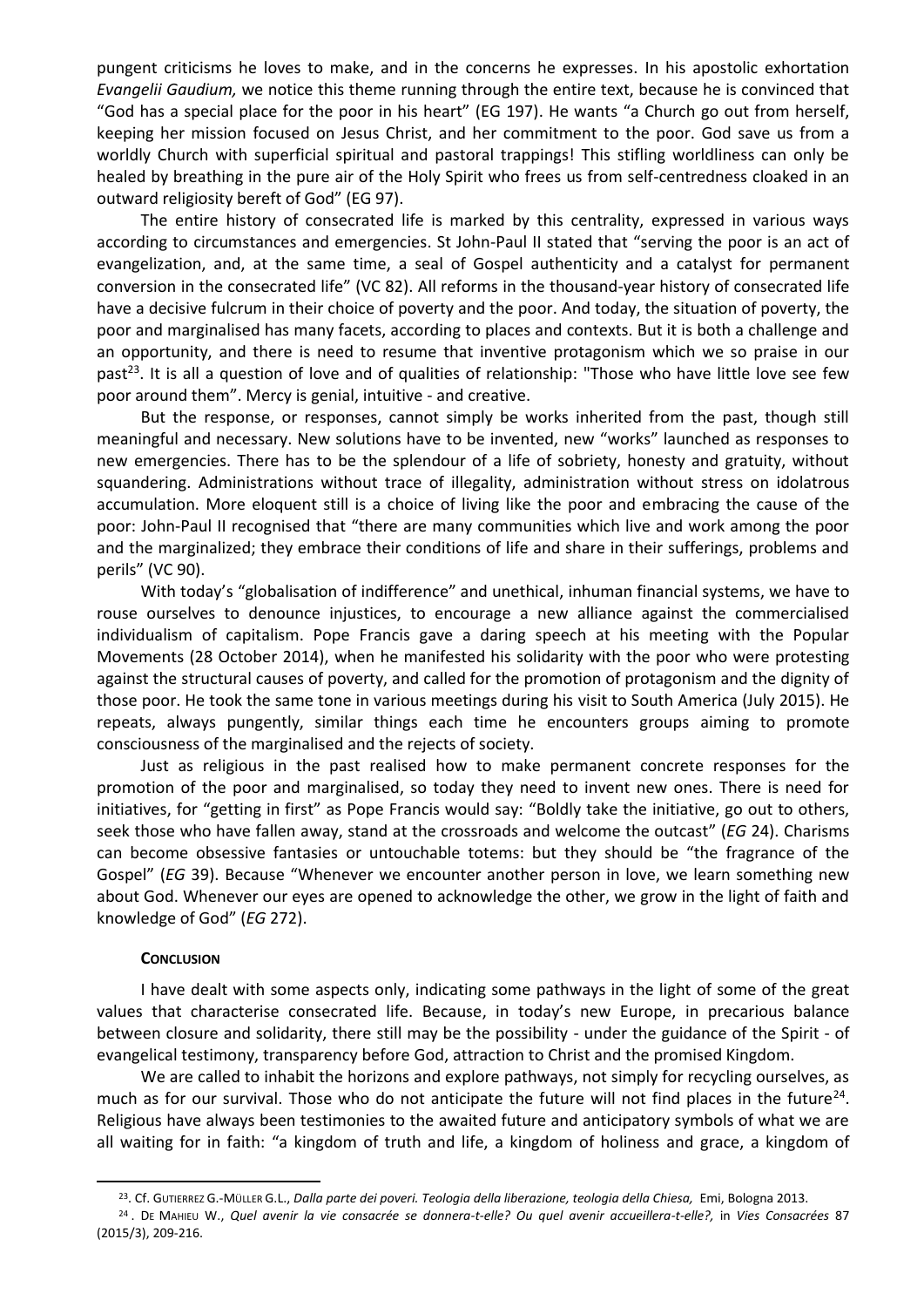pungent criticisms he loves to make, and in the concerns he expresses. In his apostolic exhortation *Evangelii Gaudium,* we notice this theme running through the entire text, because he is convinced that "God has a special place for the poor in his heart" (EG 197). He wants "a Church go out from herself, keeping her mission focused on Jesus Christ, and her commitment to the poor. God save us from a worldly Church with superficial spiritual and pastoral trappings! This stifling worldliness can only be healed by breathing in the pure air of the Holy Spirit who frees us from self-centredness cloaked in an outward religiosity bereft of God" (EG 97).

The entire history of consecrated life is marked by this centrality, expressed in various ways according to circumstances and emergencies. St John-Paul II stated that "serving the poor is an act of evangelization, and, at the same time, a seal of Gospel authenticity and a catalyst for permanent conversion in the consecrated life" (VC 82). All reforms in the thousand-year history of consecrated life have a decisive fulcrum in their choice of poverty and the poor. And today, the situation of poverty, the poor and marginalised has many facets, according to places and contexts. But it is both a challenge and an opportunity, and there is need to resume that inventive protagonism which we so praise in our past[23]. It is all a question of love and of qualities of relationship: "Those who have little love see few poor around them". Mercy is genial, intuitive - and creative.

But the response, or responses, cannot simply be works inherited from the past, though still meaningful and necessary. New solutions have to be invented, new "works" launched as responses to new emergencies. There has to be the splendour of a life of sobriety, honesty and gratuity, without squandering. Administrations without trace of illegality, administration without stress on idolatrous accumulation. More eloquent still is a choice of living like the poor and embracing the cause of the poor: John-Paul II recognised that "there are many communities which live and work among the poor and the marginalized; they embrace their conditions of life and share in their sufferings, problems and perils" (VC 90).

With today's "globalisation of indifference" and unethical, inhuman financial systems, we have to rouse ourselves to denounce injustices, to encourage a new alliance against the commercialised individualism of capitalism. Pope Francis gave a daring speech at his meeting with the Popular Movements (28 October 2014), when he manifested his solidarity with the poor who were protesting against the structural causes of poverty, and called for the promotion of protagonism and the dignity of those poor. He took the same tone in various meetings during his visit to South America (July 2015). He repeats, always pungently, similar things each time he encounters groups aiming to promote consciousness of the marginalised and the rejects of society.

Just as religious in the past realised how to make permanent concrete responses for the promotion of the poor and marginalised, so today they need to invent new ones. There is need for initiatives, for "getting in first" as Pope Francis would say: "Boldly take the initiative, go out to others, seek those who have fallen away, stand at the crossroads and welcome the outcast" (*EG* 24). Charisms can become obsessive fantasies or untouchable totems: but they should be "the fragrance of the Gospel" (*EG* 39). Because "Whenever we encounter another person in love, we learn something new about God. Whenever our eyes are opened to acknowledge the other, we grow in the light of faith and knowledge of God" (*EG* 272).

**CONCLUSION**

I have dealt with some aspects only, indicating some pathways in the light of some of the great values that characterise consecrated life. Because, in today's new Europe, in precarious balance between closure and solidarity, there still may be the possibility - under the guidance of the Spirit - of evangelical testimony, transparency before God, attraction to Christ and the promised Kingdom.

We are called to inhabit the horizons and explore pathways, not simply for recycling ourselves, as much as for our survival. Those who do not anticipate the future will not find places in the future[24]. Religious have always been testimonies to the awaited future and anticipatory symbols of what we are all waiting for in faith: "a kingdom of truth and life, a kingdom of holiness and grace, a kingdom of

---

[23]. Cf. GUTIERREZ G.-MÜLLER G.L., *Dalla parte dei poveri. Teologia della liberazione, teologia della Chiesa,* Emi, Bologna 2013.

[24]. DE MAHIEU W., *Quel avenir la vie consacrée se donnera-t-elle? Ou quel avenir accueillera-t-elle?,* in *Vies Consacrées* 87 (2015/3), 209-216.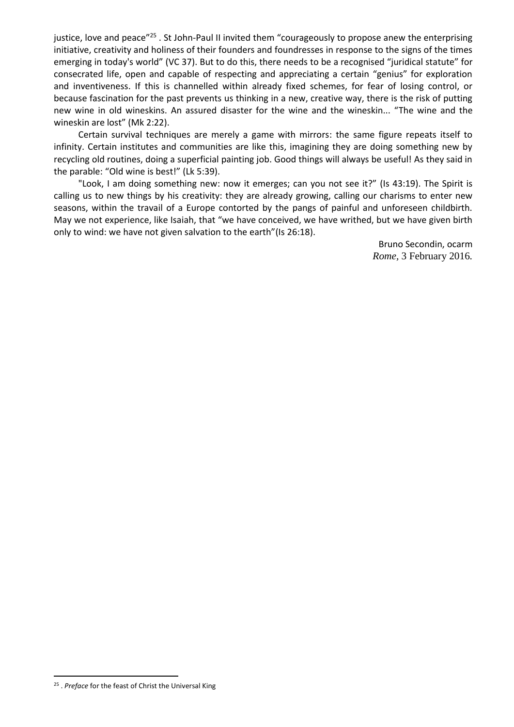justice, love and peace"[25] . St John-Paul II invited them "courageously to propose anew the enterprising initiative, creativity and holiness of their founders and foundresses in response to the signs of the times emerging in today's world" (VC 37). But to do this, there needs to be a recognised "juridical statute" for consecrated life, open and capable of respecting and appreciating a certain "genius" for exploration and inventiveness. If this is channelled within already fixed schemes, for fear of losing control, or because fascination for the past prevents us thinking in a new, creative way, there is the risk of putting new wine in old wineskins. An assured disaster for the wine and the wineskin... "The wine and the wineskin are lost" (Mk 2:22).

Certain survival techniques are merely a game with mirrors: the same figure repeats itself to infinity. Certain institutes and communities are like this, imagining they are doing something new by recycling old routines, doing a superficial painting job. Good things will always be useful! As they said in the parable: "Old wine is best!" (Lk 5:39).

"Look, I am doing something new: now it emerges; can you not see it?" (Is 43:19). The Spirit is calling us to new things by his creativity: they are already growing, calling our charisms to enter new seasons, within the travail of a Europe contorted by the pangs of painful and unforeseen childbirth. May we not experience, like Isaiah, that "we have conceived, we have writhed, but we have given birth only to wind: we have not given salvation to the earth"(Is 26:18).

Bruno Secondin, ocarm
*Rome*, 3 February 2016.

---

[25] . *Preface* for the feast of Christ the Universal King